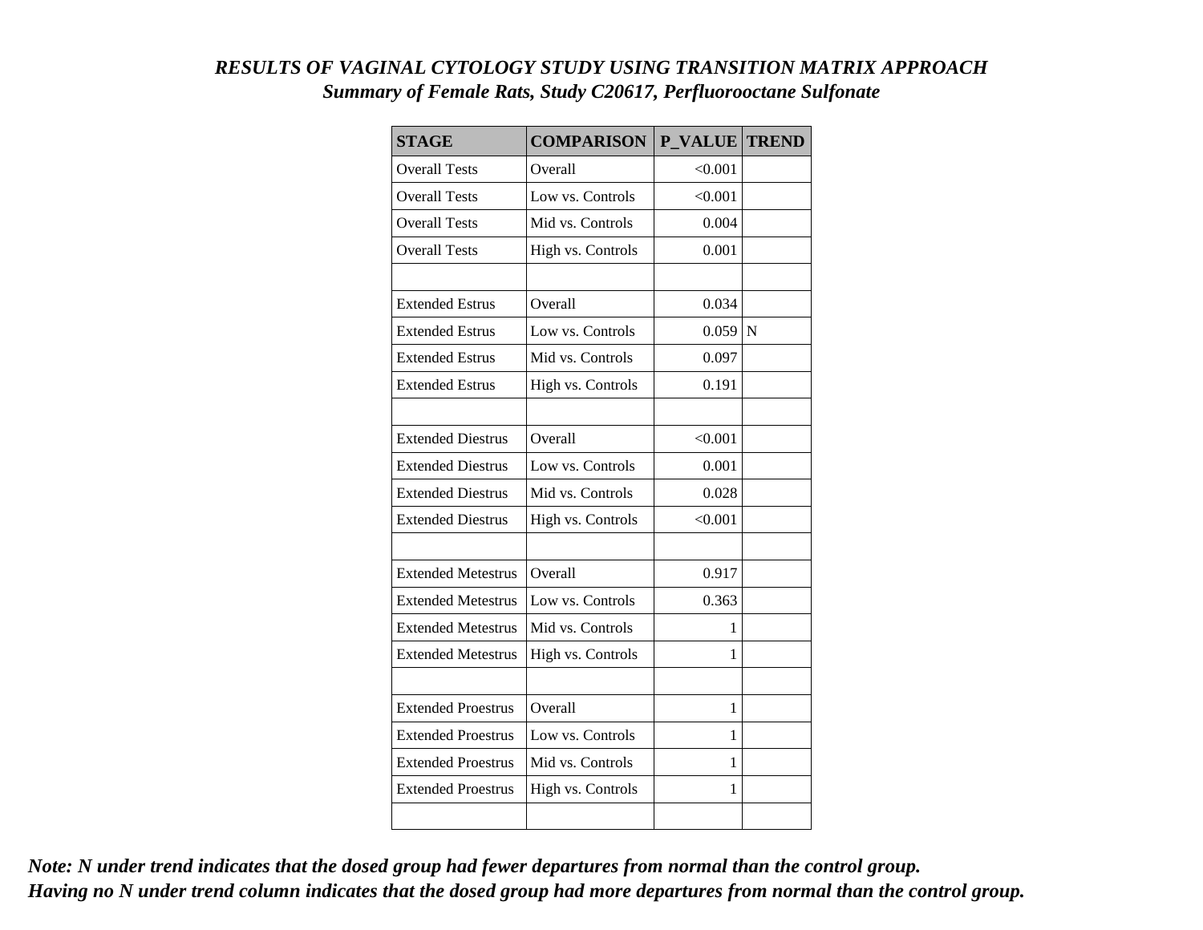***RESULTS OF VAGINAL CYTOLOGY STUDY USING TRANSITION MATRIX APPROACH***

***Summary of Female Rats, Study C20617, Perfluorooctane Sulfonate***

| STAGE | COMPARISON | P_VALUE | TREND |
|---|---|---|---|
| Overall Tests | Overall | <0.001 | |
| Overall Tests | Low vs. Controls | <0.001 | |
| Overall Tests | Mid vs. Controls | 0.004 | |
| Overall Tests | High vs. Controls | 0.001 | |
| | | | |
| Extended Estrus | Overall | 0.034 | |
| Extended Estrus | Low vs. Controls | 0.059 | N |
| Extended Estrus | Mid vs. Controls | 0.097 | |
| Extended Estrus | High vs. Controls | 0.191 | |
| | | | |
| Extended Diestrus | Overall | <0.001 | |
| Extended Diestrus | Low vs. Controls | 0.001 | |
| Extended Diestrus | Mid vs. Controls | 0.028 | |
| Extended Diestrus | High vs. Controls | <0.001 | |
| | | | |
| Extended Metestrus | Overall | 0.917 | |
| Extended Metestrus | Low vs. Controls | 0.363 | |
| Extended Metestrus | Mid vs. Controls | 1 | |
| Extended Metestrus | High vs. Controls | 1 | |
| | | | |
| Extended Proestrus | Overall | 1 | |
| Extended Proestrus | Low vs. Controls | 1 | |
| Extended Proestrus | Mid vs. Controls | 1 | |
| Extended Proestrus | High vs. Controls | 1 | |
| | | | |

***Note: N under trend indicates that the dosed group had fewer departures from normal than the control group.***
***Having no N under trend column indicates that the dosed group had more departures from normal than the control group.***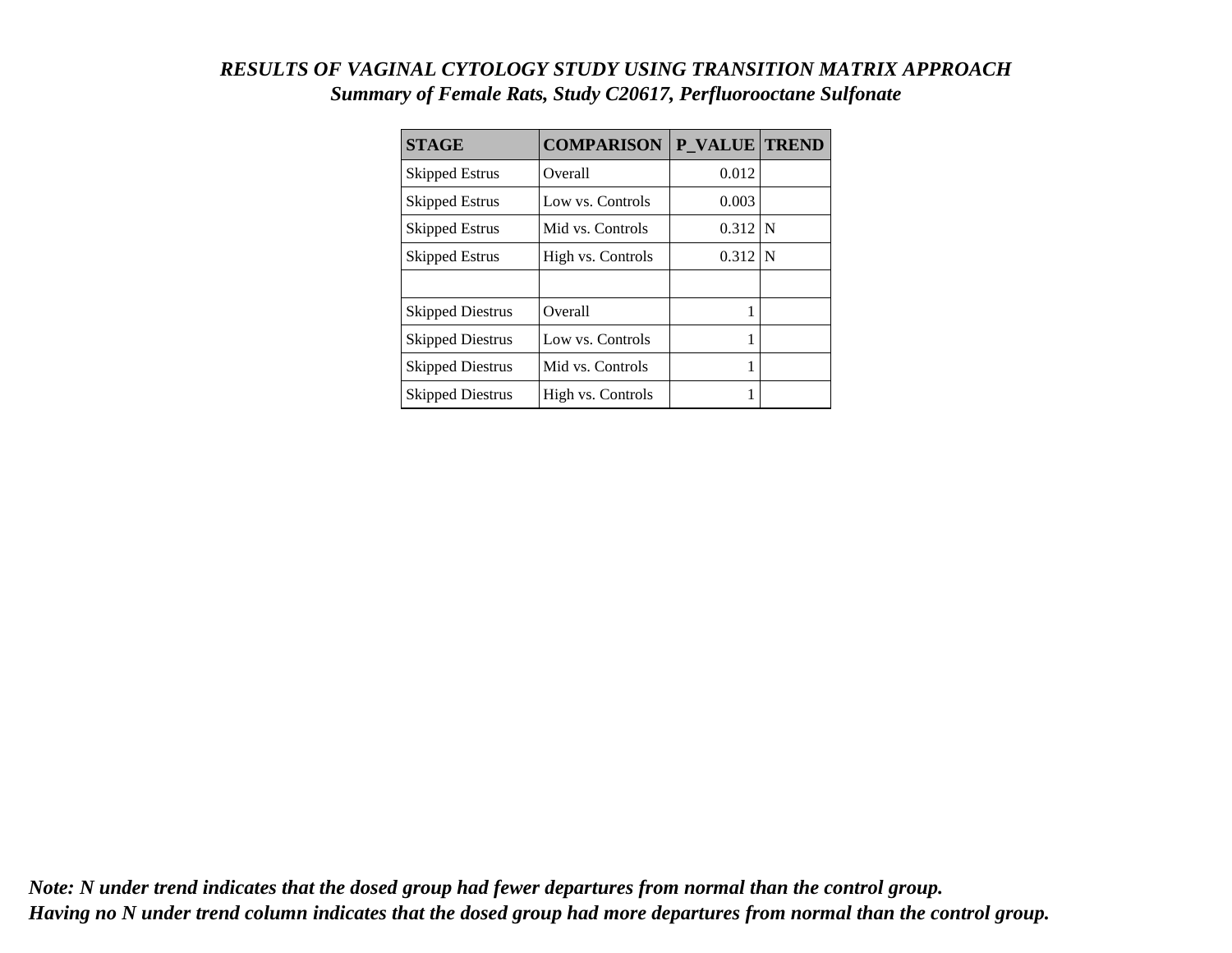***RESULTS OF VAGINAL CYTOLOGY STUDY USING TRANSITION MATRIX APPROACH***

***Summary of Female Rats, Study C20617, Perfluorooctane Sulfonate***

| STAGE | COMPARISON | P_VALUE | TREND |
|---|---|---|---|
| Skipped Estrus | Overall | 0.012 | |
| Skipped Estrus | Low vs. Controls | 0.003 | |
| Skipped Estrus | Mid vs. Controls | 0.312 | N |
| Skipped Estrus | High vs. Controls | 0.312 | N |
| | | | |
| Skipped Diestrus | Overall | 1 | |
| Skipped Diestrus | Low vs. Controls | 1 | |
| Skipped Diestrus | Mid vs. Controls | 1 | |
| Skipped Diestrus | High vs. Controls | 1 | |

***Note: N under trend indicates that the dosed group had fewer departures from normal than the control group.***
***Having no N under trend column indicates that the dosed group had more departures from normal than the control group.***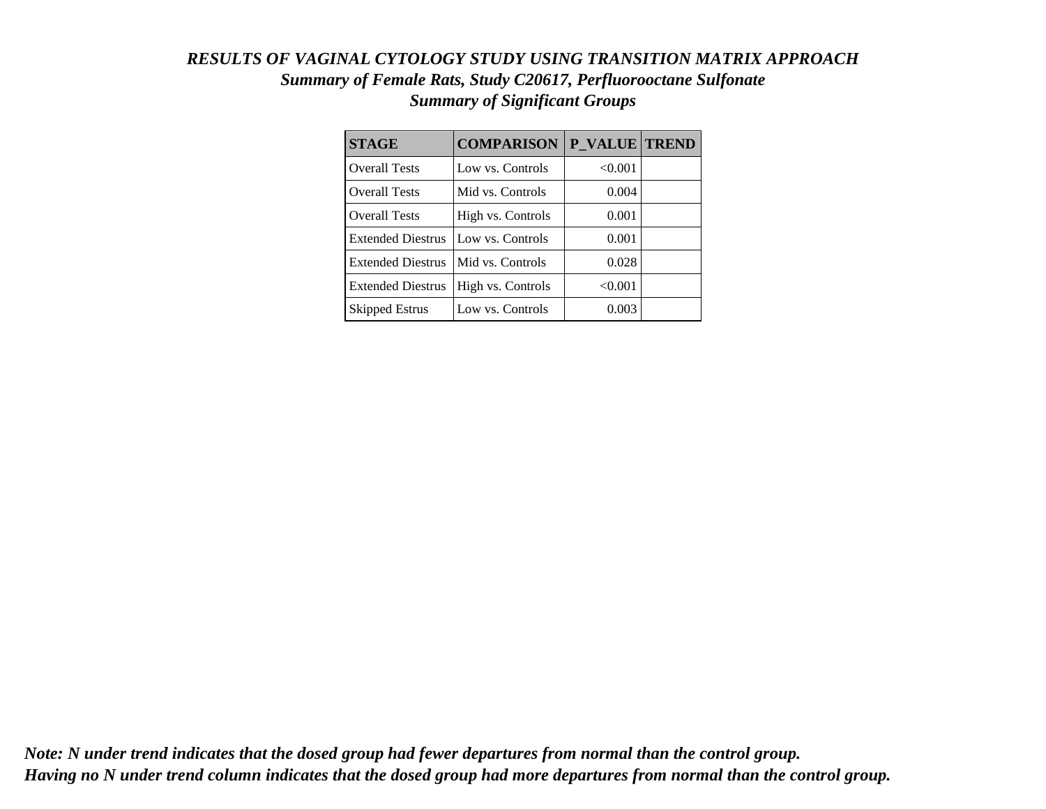# *RESULTS OF VAGINAL CYTOLOGY STUDY USING TRANSITION MATRIX APPROACH*

## *Summary of Female Rats, Study C20617, Perfluorooctane Sulfonate*

## *Summary of Significant Groups*

| STAGE | COMPARISON | P_VALUE | TREND |
|---|---|---|---|
| Overall Tests | Low vs. Controls | <0.001 | |
| Overall Tests | Mid vs. Controls | 0.004 | |
| Overall Tests | High vs. Controls | 0.001 | |
| Extended Diestrus | Low vs. Controls | 0.001 | |
| Extended Diestrus | Mid vs. Controls | 0.028 | |
| Extended Diestrus | High vs. Controls | <0.001 | |
| Skipped Estrus | Low vs. Controls | 0.003 | |

***Note: N under trend indicates that the dosed group had fewer departures from normal than the control group.***
***Having no N under trend column indicates that the dosed group had more departures from normal than the control group.***